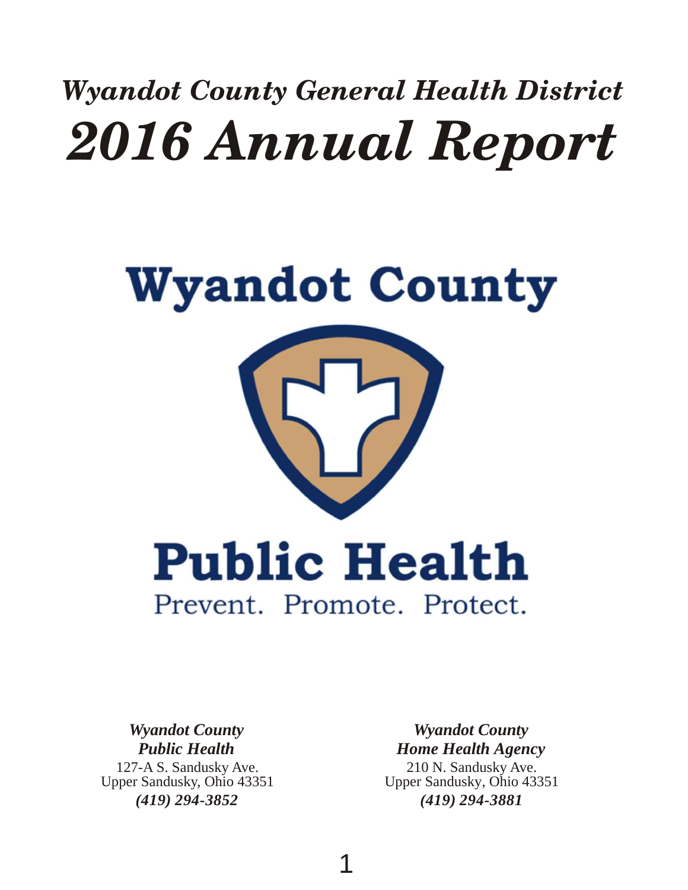# *Wyandot County General Health District*
# *2016 Annual Report*

**Wyandot County**

**Public Health**

Prevent. Promote. Protect.

***Wyandot County Public Health***
127-A S. Sandusky Ave.
Upper Sandusky, Ohio 43351
***(419) 294-3852***

***Wyandot County Home Health Agency***
210 N. Sandusky Ave.
Upper Sandusky, Ohio 43351
***(419) 294-3881***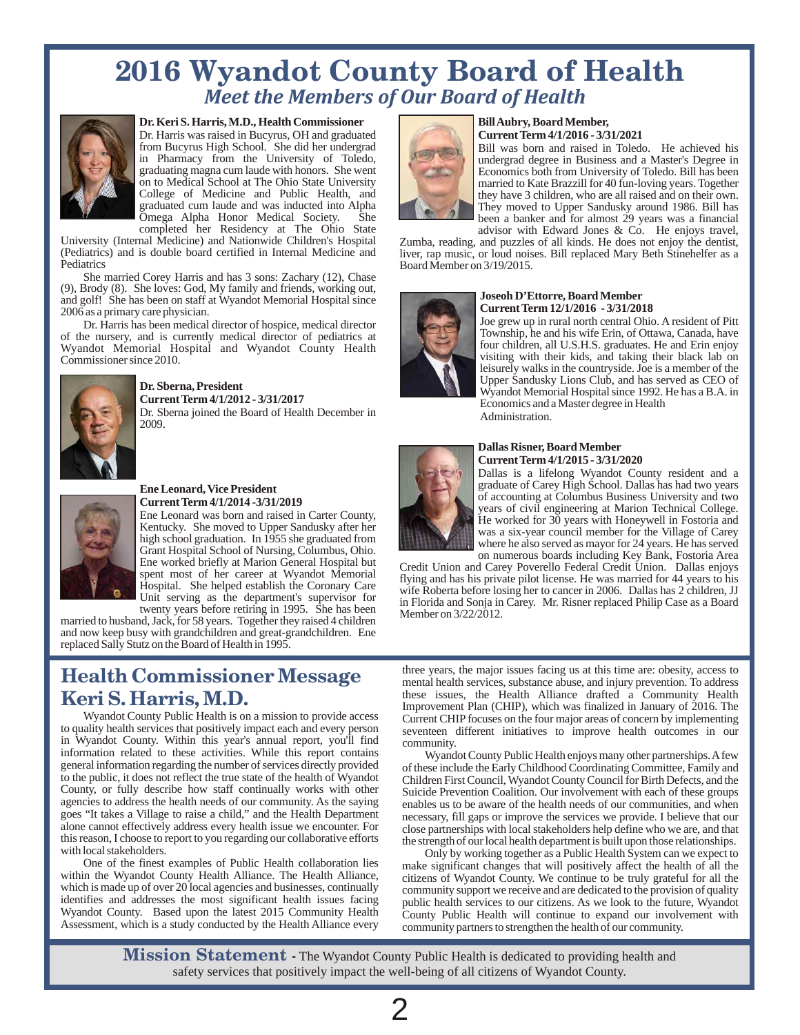# 2016 Wyandot County Board of Health

## *Meet the Members of Our Board of Health*

**Dr. Keri S. Harris, M.D., Health Commissioner**

Dr. Harris was raised in Bucyrus, OH and graduated from Bucyrus High School. She did her undergrad in Pharmacy from the University of Toledo, graduating magna cum laude with honors. She went on to Medical School at The Ohio State University College of Medicine and Public Health, and graduated cum laude and was inducted into Alpha Omega Alpha Honor Medical Society. She completed her Residency at The Ohio State University (Internal Medicine) and Nationwide Children's Hospital (Pediatrics) and is double board certified in Internal Medicine and Pediatrics

She married Corey Harris and has 3 sons: Zachary (12), Chase (9), Brody (8). She loves: God, My family and friends, working out, and golf! She has been on staff at Wyandot Memorial Hospital since 2006 as a primary care physician.

Dr. Harris has been medical director of hospice, medical director of the nursery, and is currently medical director of pediatrics at Wyandot Memorial Hospital and Wyandot County Health Commissioner since 2010.

**Dr. Sberna, President**
**Current Term 4/1/2012 - 3/31/2017**

Dr. Sberna joined the Board of Health December in 2009.

**Ene Leonard, Vice President**
**Current Term 4/1/2014 -3/31/2019**

Ene Leonard was born and raised in Carter County, Kentucky. She moved to Upper Sandusky after her high school graduation. In 1955 she graduated from Grant Hospital School of Nursing, Columbus, Ohio. Ene worked briefly at Marion General Hospital but spent most of her career at Wyandot Memorial Hospital. She helped establish the Coronary Care Unit serving as the department's supervisor for twenty years before retiring in 1995. She has been married to husband, Jack, for 58 years. Together they raised 4 children and now keep busy with grandchildren and great-grandchildren. Ene replaced Sally Stutz on the Board of Health in 1995.

**Bill Aubry, Board Member,**
**Current Term 4/1/2016 - 3/31/2021**

Bill was born and raised in Toledo. He achieved his undergrad degree in Business and a Master's Degree in Economics both from University of Toledo. Bill has been married to Kate Brazzill for 40 fun-loving years. Together they have 3 children, who are all raised and on their own. They moved to Upper Sandusky around 1986. Bill has been a banker and for almost 29 years was a financial advisor with Edward Jones & Co. He enjoys travel, Zumba, reading, and puzzles of all kinds. He does not enjoy the dentist, liver, rap music, or loud noises. Bill replaced Mary Beth Stinehelfer as a Board Member on 3/19/2015.

**Joseoh D'Ettorre, Board Member**
**Current Term 12/1/2016 - 3/31/2018**

Joe grew up in rural north central Ohio. A resident of Pitt Township, he and his wife Erin, of Ottawa, Canada, have four children, all U.S.H.S. graduates. He and Erin enjoy visiting with their kids, and taking their black lab on leisurely walks in the countryside. Joe is a member of the Upper Sandusky Lions Club, and has served as CEO of Wyandot Memorial Hospital since 1992. He has a B.A. in Economics and a Master degree in Health Administration.

**Dallas Risner, Board Member**
**Current Term 4/1/2015 - 3/31/2020**

Dallas is a lifelong Wyandot County resident and a graduate of Carey High School. Dallas has had two years of accounting at Columbus Business University and two years of civil engineering at Marion Technical College. He worked for 30 years with Honeywell in Fostoria and was a six-year council member for the Village of Carey where he also served as mayor for 24 years. He has served on numerous boards including Key Bank, Fostoria Area Credit Union and Carey Poverello Federal Credit Union. Dallas enjoys flying and has his private pilot license. He was married for 44 years to his wife Roberta before losing her to cancer in 2006. Dallas has 2 children, JJ in Florida and Sonja in Carey. Mr. Risner replaced Philip Case as a Board Member on 3/22/2012.

## Health Commissioner Message
## Keri S. Harris, M.D.

Wyandot County Public Health is on a mission to provide access to quality health services that positively impact each and every person in Wyandot County. Within this year's annual report, you'll find information related to these activities. While this report contains general information regarding the number of services directly provided to the public, it does not reflect the true state of the health of Wyandot County, or fully describe how staff continually works with other agencies to address the health needs of our community. As the saying goes "It takes a Village to raise a child," and the Health Department alone cannot effectively address every health issue we encounter. For this reason, I choose to report to you regarding our collaborative efforts with local stakeholders.

One of the finest examples of Public Health collaboration lies within the Wyandot County Health Alliance. The Health Alliance, which is made up of over 20 local agencies and businesses, continually identifies and addresses the most significant health issues facing Wyandot County. Based upon the latest 2015 Community Health Assessment, which is a study conducted by the Health Alliance every three years, the major issues facing us at this time are: obesity, access to mental health services, substance abuse, and injury prevention. To address these issues, the Health Alliance drafted a Community Health Improvement Plan (CHIP), which was finalized in January of 2016. The Current CHIP focuses on the four major areas of concern by implementing seventeen different initiatives to improve health outcomes in our community.

Wyandot County Public Health enjoys many other partnerships. A few of these include the Early Childhood Coordinating Committee, Family and Children First Council, Wyandot County Council for Birth Defects, and the Suicide Prevention Coalition. Our involvement with each of these groups enables us to be aware of the health needs of our communities, and when necessary, fill gaps or improve the services we provide. I believe that our close partnerships with local stakeholders help define who we are, and that the strength of our local health department is built upon those relationships.

Only by working together as a Public Health System can we expect to make significant changes that will positively affect the health of all the citizens of Wyandot County. We continue to be truly grateful for all the community support we receive and are dedicated to the provision of quality public health services to our citizens. As we look to the future, Wyandot County Public Health will continue to expand our involvement with community partners to strengthen the health of our community.

**Mission Statement** - The Wyandot County Public Health is dedicated to providing health and safety services that positively impact the well-being of all citizens of Wyandot County.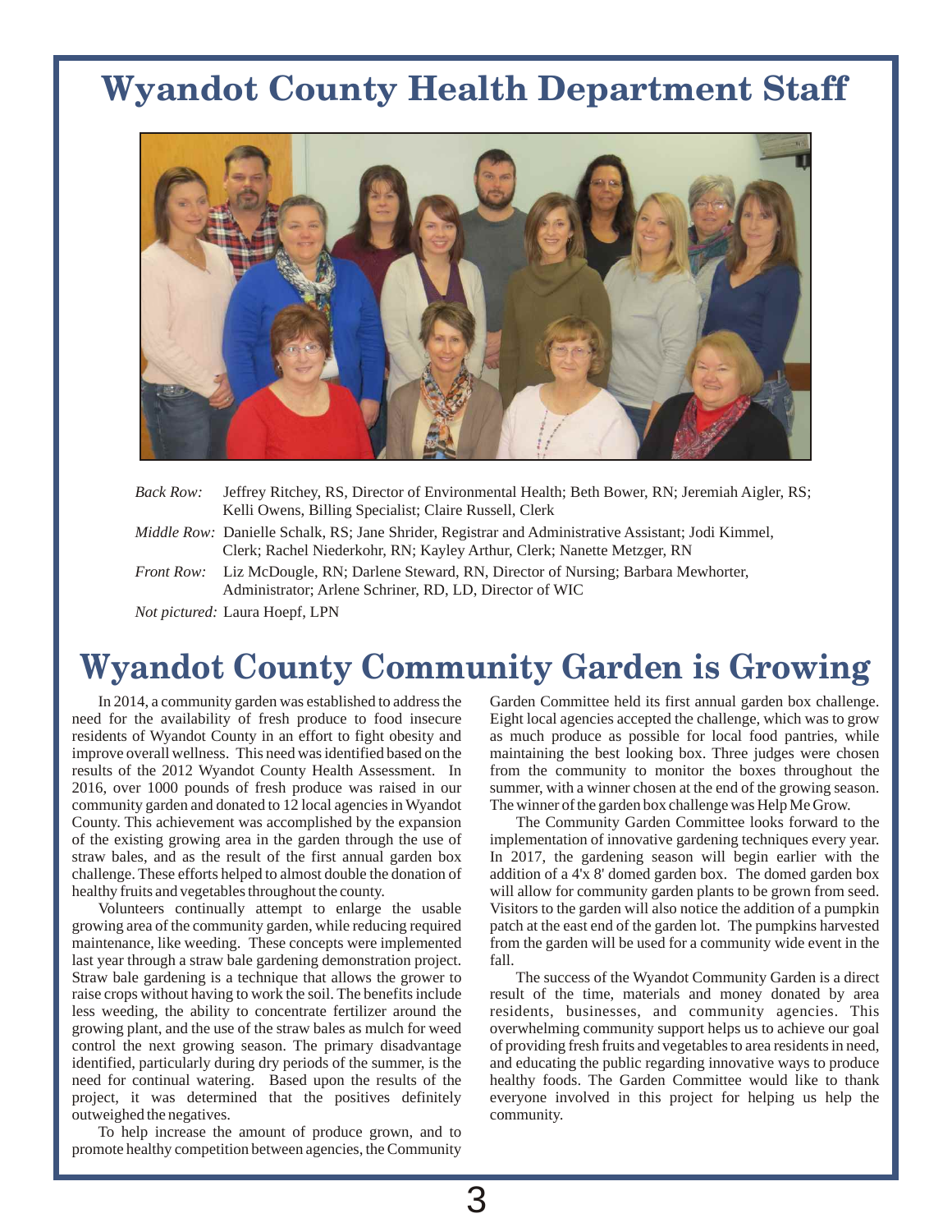# Wyandot County Health Department Staff

*Back Row:* Jeffrey Ritchey, RS, Director of Environmental Health; Beth Bower, RN; Jeremiah Aigler, RS; Kelli Owens, Billing Specialist; Claire Russell, Clerk

*Middle Row:* Danielle Schalk, RS; Jane Shrider, Registrar and Administrative Assistant; Jodi Kimmel, Clerk; Rachel Niederkohr, RN; Kayley Arthur, Clerk; Nanette Metzger, RN

*Front Row:* Liz McDougle, RN; Darlene Steward, RN, Director of Nursing; Barbara Mewhorter, Administrator; Arlene Schriner, RD, LD, Director of WIC

*Not pictured:* Laura Hoepf, LPN

# Wyandot County Community Garden is Growing

In 2014, a community garden was established to address the need for the availability of fresh produce to food insecure residents of Wyandot County in an effort to fight obesity and improve overall wellness. This need was identified based on the results of the 2012 Wyandot County Health Assessment. In 2016, over 1000 pounds of fresh produce was raised in our community garden and donated to 12 local agencies in Wyandot County. This achievement was accomplished by the expansion of the existing growing area in the garden through the use of straw bales, and as the result of the first annual garden box challenge. These efforts helped to almost double the donation of healthy fruits and vegetables throughout the county.

Volunteers continually attempt to enlarge the usable growing area of the community garden, while reducing required maintenance, like weeding. These concepts were implemented last year through a straw bale gardening demonstration project. Straw bale gardening is a technique that allows the grower to raise crops without having to work the soil. The benefits include less weeding, the ability to concentrate fertilizer around the growing plant, and the use of the straw bales as mulch for weed control the next growing season. The primary disadvantage identified, particularly during dry periods of the summer, is the need for continual watering. Based upon the results of the project, it was determined that the positives definitely outweighed the negatives.

To help increase the amount of produce grown, and to promote healthy competition between agencies, the Community Garden Committee held its first annual garden box challenge. Eight local agencies accepted the challenge, which was to grow as much produce as possible for local food pantries, while maintaining the best looking box. Three judges were chosen from the community to monitor the boxes throughout the summer, with a winner chosen at the end of the growing season. The winner of the garden box challenge was Help Me Grow.

The Community Garden Committee looks forward to the implementation of innovative gardening techniques every year. In 2017, the gardening season will begin earlier with the addition of a 4'x 8' domed garden box. The domed garden box will allow for community garden plants to be grown from seed. Visitors to the garden will also notice the addition of a pumpkin patch at the east end of the garden lot. The pumpkins harvested from the garden will be used for a community wide event in the fall.

The success of the Wyandot Community Garden is a direct result of the time, materials and money donated by area residents, businesses, and community agencies. This overwhelming community support helps us to achieve our goal of providing fresh fruits and vegetables to area residents in need, and educating the public regarding innovative ways to produce healthy foods. The Garden Committee would like to thank everyone involved in this project for helping us help the community.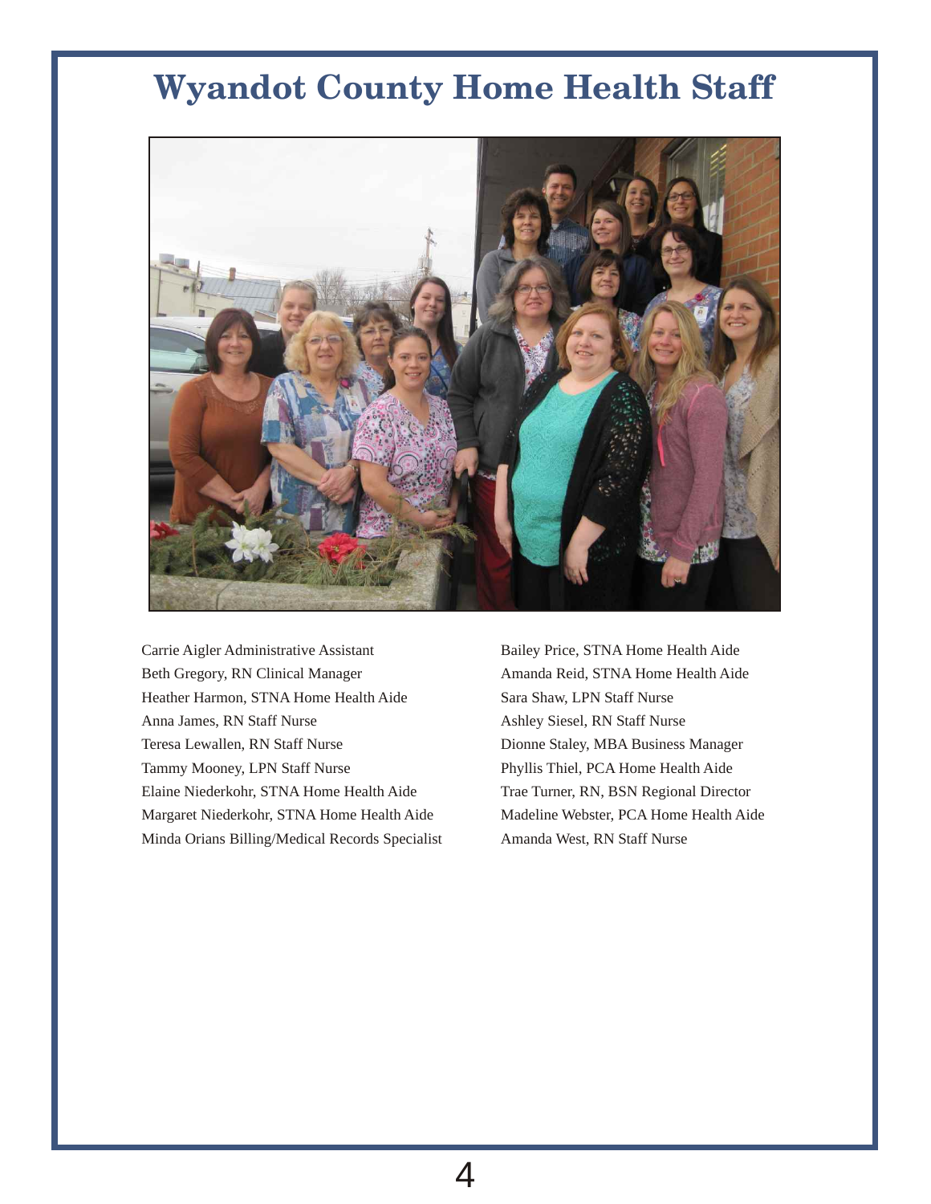# Wyandot County Home Health Staff

Carrie Aigler Administrative Assistant
Beth Gregory, RN Clinical Manager
Heather Harmon, STNA Home Health Aide
Anna James, RN Staff Nurse
Teresa Lewallen, RN Staff Nurse
Tammy Mooney, LPN Staff Nurse
Elaine Niederkohr, STNA Home Health Aide
Margaret Niederkohr, STNA Home Health Aide
Minda Orians Billing/Medical Records Specialist
Bailey Price, STNA Home Health Aide
Amanda Reid, STNA Home Health Aide
Sara Shaw, LPN Staff Nurse
Ashley Siesel, RN Staff Nurse
Dionne Staley, MBA Business Manager
Phyllis Thiel, PCA Home Health Aide
Trae Turner, RN, BSN Regional Director
Madeline Webster, PCA Home Health Aide
Amanda West, RN Staff Nurse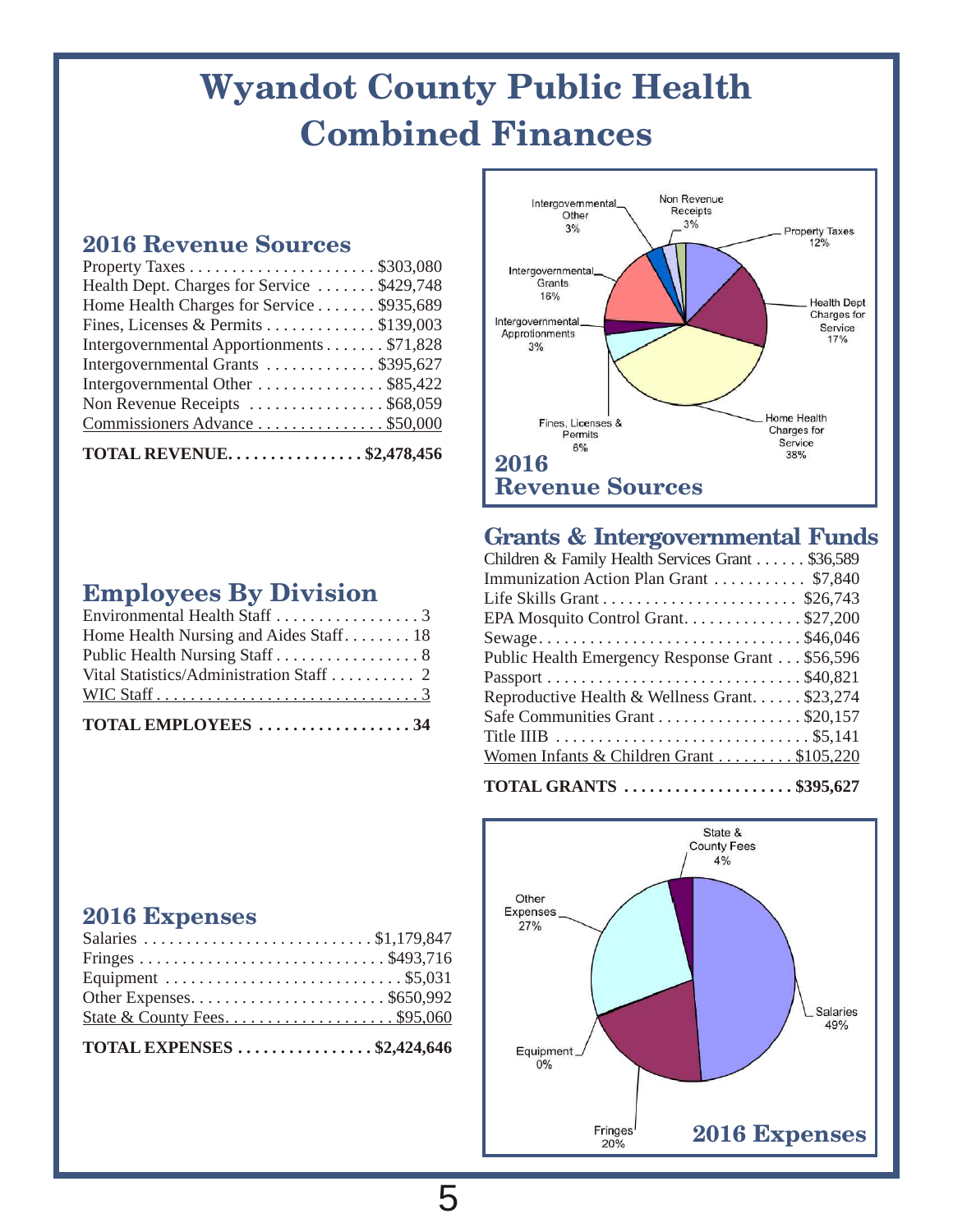# Wyandot County Public Health Combined Finances

## 2016 Revenue Sources

| Source | Amount |
|---|---|
| Property Taxes | $303,080 |
| Health Dept. Charges for Service | $429,748 |
| Home Health Charges for Service | $935,689 |
| Fines, Licenses & Permits | $139,003 |
| Intergovernmental Apportionments | $71,828 |
| Intergovernmental Grants | $395,627 |
| Intergovernmental Other | $85,422 |
| Non Revenue Receipts | $68,059 |
| Commissioners Advance | $50,000 |
| **TOTAL REVENUE** | **$2,478,456** |

**2016 Revenue Sources**

- Property Taxes 12%
- Health Dept Charges for Service 17%
- Home Health Charges for Service 38%
- Fines, Licenses & Permits 6%
- Intergovernmental Apportionments 3%
- Intergovernmental Grants 16%
- Intergovernmental Other 3%
- Non Revenue Receipts 3%

## Grants & Intergovernmental Funds

| Grant | Amount |
|---|---|
| Children & Family Health Services Grant | $36,589 |
| Immunization Action Plan Grant | $7,840 |
| Life Skills Grant | $26,743 |
| EPA Mosquito Control Grant | $27,200 |
| Sewage | $46,046 |
| Public Health Emergency Response Grant | $56,596 |
| Passport | $40,821 |
| Reproductive Health & Wellness Grant | $23,274 |
| Safe Communities Grant | $20,157 |
| Title IIIB | $5,141 |
| Women Infants & Children Grant | $105,220 |
| **TOTAL GRANTS** | **$395,627** |

## Employees By Division

| Division | Staff |
|---|---|
| Environmental Health Staff | 3 |
| Home Health Nursing and Aides Staff | 18 |
| Public Health Nursing Staff | 8 |
| Vital Statistics/Administration Staff | 2 |
| WIC Staff | 3 |
| **TOTAL EMPLOYEES** | **34** |

## 2016 Expenses

| Expense | Amount |
|---|---|
| Salaries | $1,179,847 |
| Fringes | $493,716 |
| Equipment | $5,031 |
| Other Expenses | $650,992 |
| State & County Fees | $95,060 |
| **TOTAL EXPENSES** | **$2,424,646** |

**2016 Expenses**

- Salaries 49%
- Fringes 20%
- Equipment 0%
- Other Expenses 27%
- State & County Fees 4%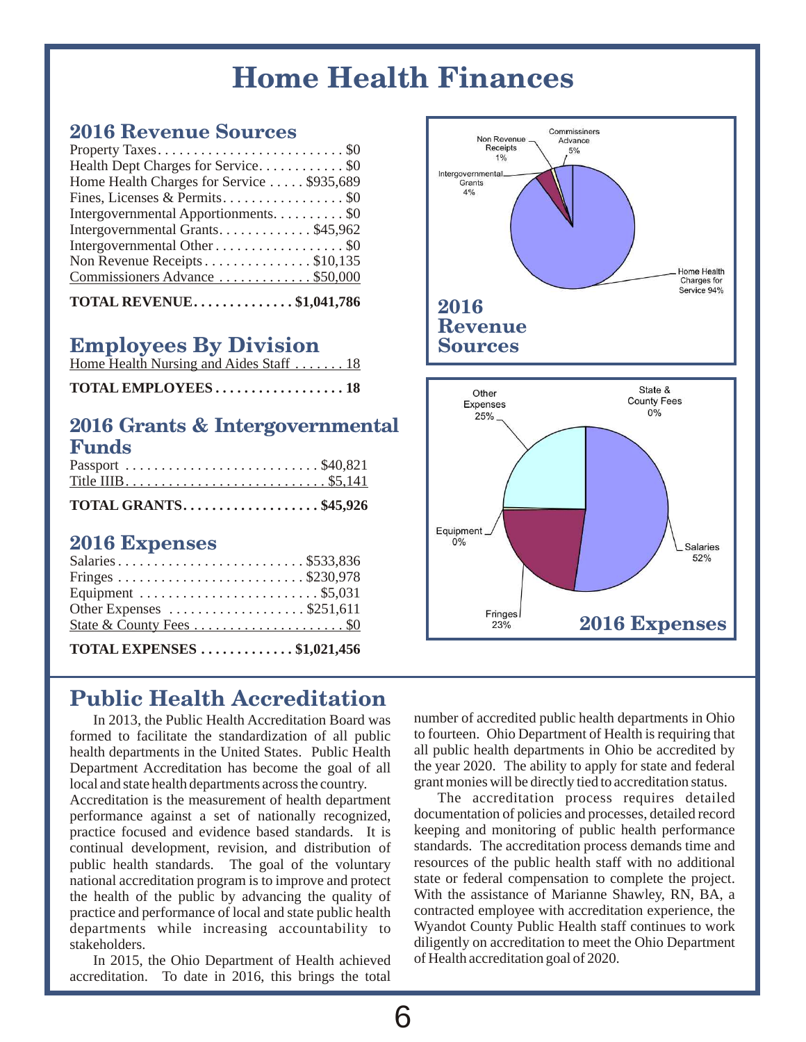# Home Health Finances

## 2016 Revenue Sources

| Source | Amount |
|---|---|
| Property Taxes | $0 |
| Health Dept Charges for Service | $0 |
| Home Health Charges for Service | $935,689 |
| Fines, Licenses & Permits | $0 |
| Intergovernmental Apportionments | $0 |
| Intergovernmental Grants | $45,962 |
| Intergovernmental Other | $0 |
| Non Revenue Receipts | $10,135 |
| Commissioners Advance | $50,000 |
| **TOTAL REVENUE** | **$1,041,786** |

## Employees By Division

| Division | Employees |
|---|---|
| Home Health Nursing and Aides Staff | 18 |
| **TOTAL EMPLOYEES** | **18** |

## 2016 Grants & Intergovernmental Funds

| Grant | Amount |
|---|---|
| Passport | $40,821 |
| Title IIIB | $5,141 |
| **TOTAL GRANTS** | **$45,926** |

## 2016 Expenses

| Expense | Amount |
|---|---|
| Salaries | $533,836 |
| Fringes | $230,978 |
| Equipment | $5,031 |
| Other Expenses | $251,611 |
| State & County Fees | $0 |
| **TOTAL EXPENSES** | **$1,021,456** |

**2016 Revenue Sources**

Home Health Charges for Service 94%; Commissioners Advance 5%; Intergovernmental Grants 4%; Non Revenue Receipts 1%

**2016 Expenses**

Salaries 52%; Other Expenses 25%; Fringes 23%; Equipment 0%; State & County Fees 0%

## Public Health Accreditation

In 2013, the Public Health Accreditation Board was formed to facilitate the standardization of all public health departments in the United States. Public Health Department Accreditation has become the goal of all local and state health departments across the country. Accreditation is the measurement of health department performance against a set of nationally recognized, practice focused and evidence based standards. It is continual development, revision, and distribution of public health standards. The goal of the voluntary national accreditation program is to improve and protect the health of the public by advancing the quality of practice and performance of local and state public health departments while increasing accountability to stakeholders.

In 2015, the Ohio Department of Health achieved accreditation. To date in 2016, this brings the total number of accredited public health departments in Ohio to fourteen. Ohio Department of Health is requiring that all public health departments in Ohio be accredited by the year 2020. The ability to apply for state and federal grant monies will be directly tied to accreditation status.

The accreditation process requires detailed documentation of policies and processes, detailed record keeping and monitoring of public health performance standards. The accreditation process demands time and resources of the public health staff with no additional state or federal compensation to complete the project. With the assistance of Marianne Shawley, RN, BA, a contracted employee with accreditation experience, the Wyandot County Public Health staff continues to work diligently on accreditation to meet the Ohio Department of Health accreditation goal of 2020.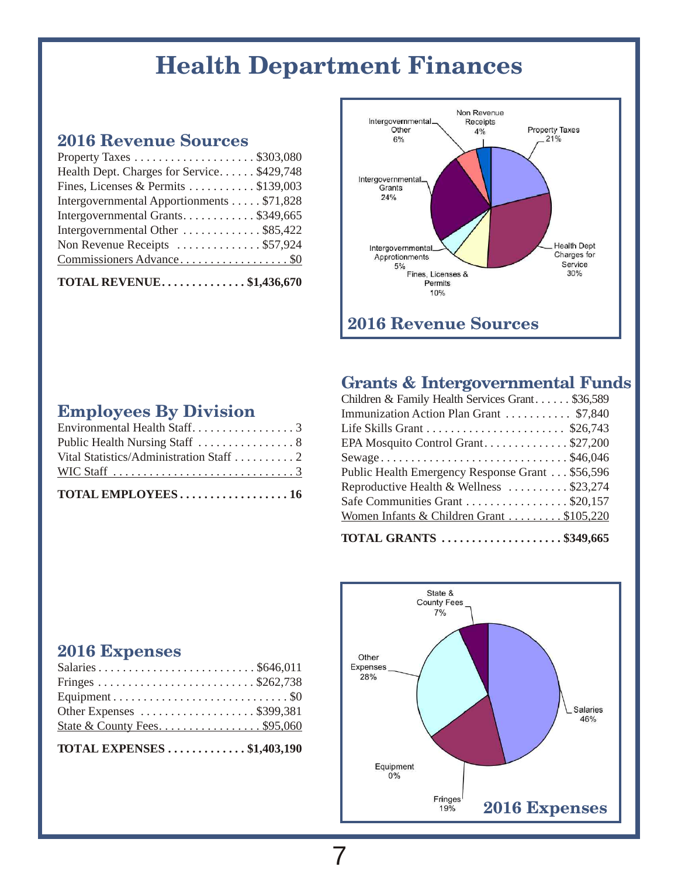# Health Department Finances

## 2016 Revenue Sources

| Source | Amount |
|---|---|
| Property Taxes | $303,080 |
| Health Dept. Charges for Service | $429,748 |
| Fines, Licenses & Permits | $139,003 |
| Intergovernmental Apportionments | $71,828 |
| Intergovernmental Grants | $349,665 |
| Intergovernmental Other | $85,422 |
| Non Revenue Receipts | $57,924 |
| Commissioners Advance | $0 |
| **TOTAL REVENUE** | **$1,436,670** |

Non Revenue Receipts 4%
Property Taxes 21%
Intergovernmental Other 6%
Intergovernmental Grants 24%
Intergovernmental Apportionments 5%
Fines, Licenses & Permits 10%
Health Dept Charges for Service 30%

**2016 Revenue Sources**

## Employees By Division

| Division | Staff |
|---|---|
| Environmental Health Staff | 3 |
| Public Health Nursing Staff | 8 |
| Vital Statistics/Administration Staff | 2 |
| WIC Staff | 3 |
| **TOTAL EMPLOYEES** | **16** |

## Grants & Intergovernmental Funds

| Grant | Amount |
|---|---|
| Children & Family Health Services Grant | $36,589 |
| Immunization Action Plan Grant | $7,840 |
| Life Skills Grant | $26,743 |
| EPA Mosquito Control Grant | $27,200 |
| Sewage | $46,046 |
| Public Health Emergency Response Grant | $56,596 |
| Reproductive Health & Wellness | $23,274 |
| Safe Communities Grant | $20,157 |
| Women Infants & Children Grant | $105,220 |
| **TOTAL GRANTS** | **$349,665** |

## 2016 Expenses

| Expense | Amount |
|---|---|
| Salaries | $646,011 |
| Fringes | $262,738 |
| Equipment | $0 |
| Other Expenses | $399,381 |
| State & County Fees | $95,060 |
| **TOTAL EXPENSES** | **$1,403,190** |

State & County Fees 7%
Other Expenses 28%
Salaries 46%
Equipment 0%
Fringes 19%

**2016 Expenses**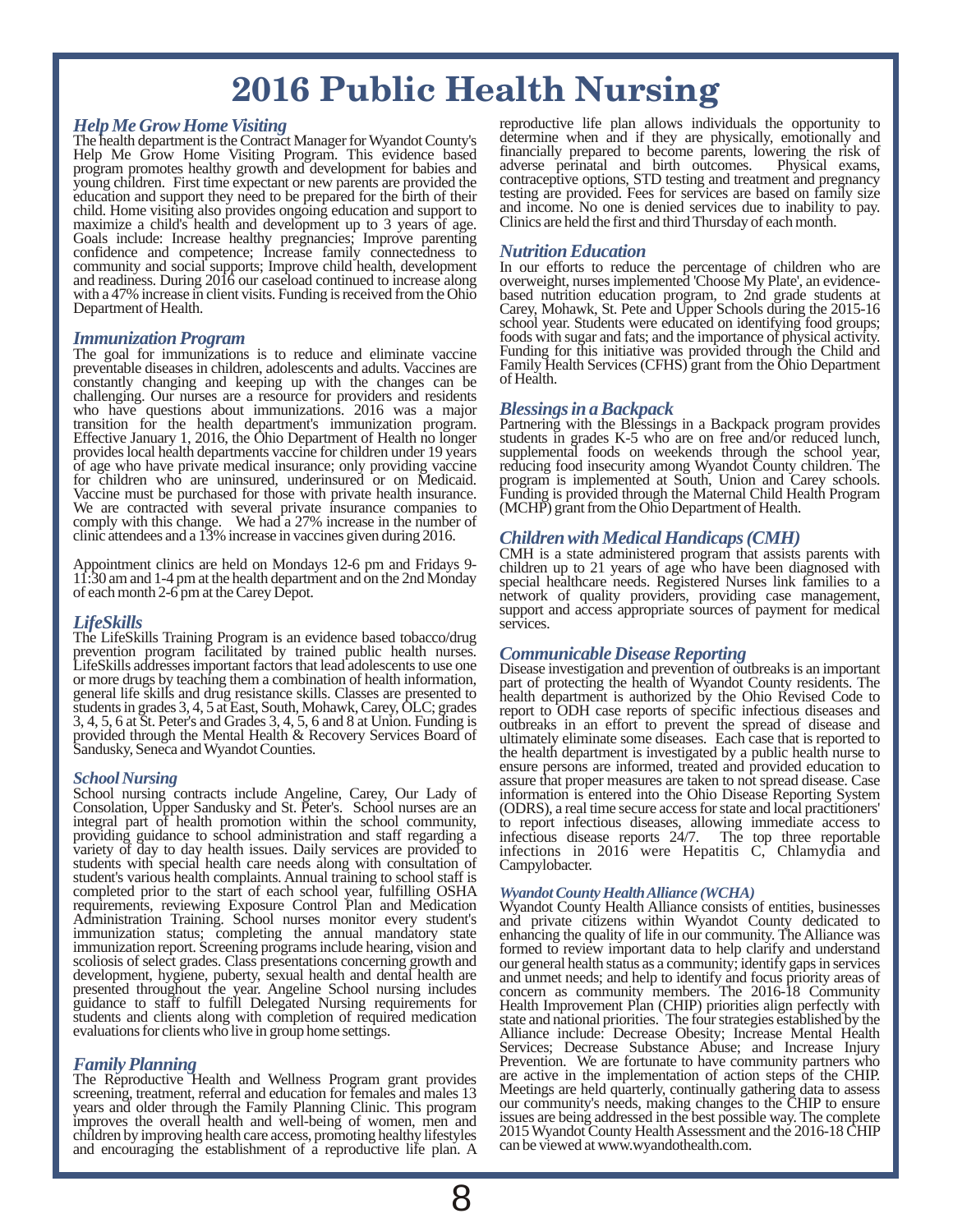# 2016 Public Health Nursing

### *Help Me Grow Home Visiting*

The health department is the Contract Manager for Wyandot County's Help Me Grow Home Visiting Program. This evidence based program promotes healthy growth and development for babies and young children. First time expectant or new parents are provided the education and support they need to be prepared for the birth of their child. Home visiting also provides ongoing education and support to maximize a child's health and development up to 3 years of age. Goals include: Increase healthy pregnancies; Improve parenting confidence and competence; Increase family connectedness to community and social supports; Improve child health, development and readiness. During 2016 our caseload continued to increase along with a 47% increase in client visits. Funding is received from the Ohio Department of Health.

### *Immunization Program*

The goal for immunizations is to reduce and eliminate vaccine preventable diseases in children, adolescents and adults. Vaccines are constantly changing and keeping up with the changes can be challenging. Our nurses are a resource for providers and residents who have questions about immunizations. 2016 was a major transition for the health department's immunization program. Effective January 1, 2016, the Ohio Department of Health no longer provides local health departments vaccine for children under 19 years of age who have private medical insurance; only providing vaccine for children who are uninsured, underinsured or on Medicaid. Vaccine must be purchased for those with private health insurance. We are contracted with several private insurance companies to comply with this change. We had a 27% increase in the number of clinic attendees and a 13% increase in vaccines given during 2016.

Appointment clinics are held on Mondays 12-6 pm and Fridays 9-11:30 am and 1-4 pm at the health department and on the 2nd Monday of each month 2-6 pm at the Carey Depot.

### *LifeSkills*

The LifeSkills Training Program is an evidence based tobacco/drug prevention program facilitated by trained public health nurses. LifeSkills addresses important factors that lead adolescents to use one or more drugs by teaching them a combination of health information, general life skills and drug resistance skills. Classes are presented to students in grades 3, 4, 5 at East, South, Mohawk, Carey, OLC; grades 3, 4, 5, 6 at St. Peter's and Grades 3, 4, 5, 6 and 8 at Union. Funding is provided through the Mental Health & Recovery Services Board of Sandusky, Seneca and Wyandot Counties.

### *School Nursing*

School nursing contracts include Angeline, Carey, Our Lady of Consolation, Upper Sandusky and St. Peter's. School nurses are an integral part of health promotion within the school community, providing guidance to school administration and staff regarding a variety of day to day health issues. Daily services are provided to students with special health care needs along with consultation of student's various health complaints. Annual training to school staff is completed prior to the start of each school year, fulfilling OSHA requirements, reviewing Exposure Control Plan and Medication Administration Training. School nurses monitor every student's immunization status; completing the annual mandatory state immunization report. Screening programs include hearing, vision and scoliosis of select grades. Class presentations concerning growth and development, hygiene, puberty, sexual health and dental health are presented throughout the year. Angeline School nursing includes guidance to staff to fulfill Delegated Nursing requirements for students and clients along with completion of required medication evaluations for clients who live in group home settings.

### *Family Planning*

The Reproductive Health and Wellness Program grant provides screening, treatment, referral and education for females and males 13 years and older through the Family Planning Clinic. This program improves the overall health and well-being of women, men and children by improving health care access, promoting healthy lifestyles and encouraging the establishment of a reproductive life plan. A reproductive life plan allows individuals the opportunity to determine when and if they are physically, emotionally and financially prepared to become parents, lowering the risk of adverse perinatal and birth outcomes. Physical exams, contraceptive options, STD testing and treatment and pregnancy testing are provided. Fees for services are based on family size and income. No one is denied services due to inability to pay. Clinics are held the first and third Thursday of each month.

### *Nutrition Education*

In our efforts to reduce the percentage of children who are overweight, nurses implemented 'Choose My Plate', an evidence-based nutrition education program, to 2nd grade students at Carey, Mohawk, St. Pete and Upper Schools during the 2015-16 school year. Students were educated on identifying food groups; foods with sugar and fats; and the importance of physical activity. Funding for this initiative was provided through the Child and Family Health Services (CFHS) grant from the Ohio Department of Health.

### *Blessings in a Backpack*

Partnering with the Blessings in a Backpack program provides students in grades K-5 who are on free and/or reduced lunch, supplemental foods on weekends through the school year, reducing food insecurity among Wyandot County children. The program is implemented at South, Union and Carey schools. Funding is provided through the Maternal Child Health Program (MCHP) grant from the Ohio Department of Health.

### *Children with Medical Handicaps (CMH)*

CMH is a state administered program that assists parents with children up to 21 years of age who have been diagnosed with special healthcare needs. Registered Nurses link families to a network of quality providers, providing case management, support and access appropriate sources of payment for medical services.

### *Communicable Disease Reporting*

Disease investigation and prevention of outbreaks is an important part of protecting the health of Wyandot County residents. The health department is authorized by the Ohio Revised Code to report to ODH case reports of specific infectious diseases and outbreaks in an effort to prevent the spread of disease and ultimately eliminate some diseases. Each case that is reported to the health department is investigated by a public health nurse to ensure persons are informed, treated and provided education to assure that proper measures are taken to not spread disease. Case information is entered into the Ohio Disease Reporting System (ODRS), a real time secure access for state and local practitioners' to report infectious diseases, allowing immediate access to infectious disease reports 24/7. The top three reportable infections in 2016 were Hepatitis C, Chlamydia and Campylobacter.

#### *Wyandot County Health Alliance (WCHA)*

Wyandot County Health Alliance consists of entities, businesses and private citizens within Wyandot County dedicated to enhancing the quality of life in our community. The Alliance was formed to review important data to help clarify and understand our general health status as a community; identify gaps in services and unmet needs; and help to identify and focus priority areas of concern as community members. The 2016-18 Community Health Improvement Plan (CHIP) priorities align perfectly with state and national priorities. The four strategies established by the Alliance include: Decrease Obesity; Increase Mental Health Services; Decrease Substance Abuse; and Increase Injury Prevention. We are fortunate to have community partners who are active in the implementation of action steps of the CHIP. Meetings are held quarterly, continually gathering data to assess our community's needs, making changes to the CHIP to ensure issues are being addressed in the best possible way. The complete 2015 Wyandot County Health Assessment and the 2016-18 CHIP can be viewed at www.wyandothealth.com.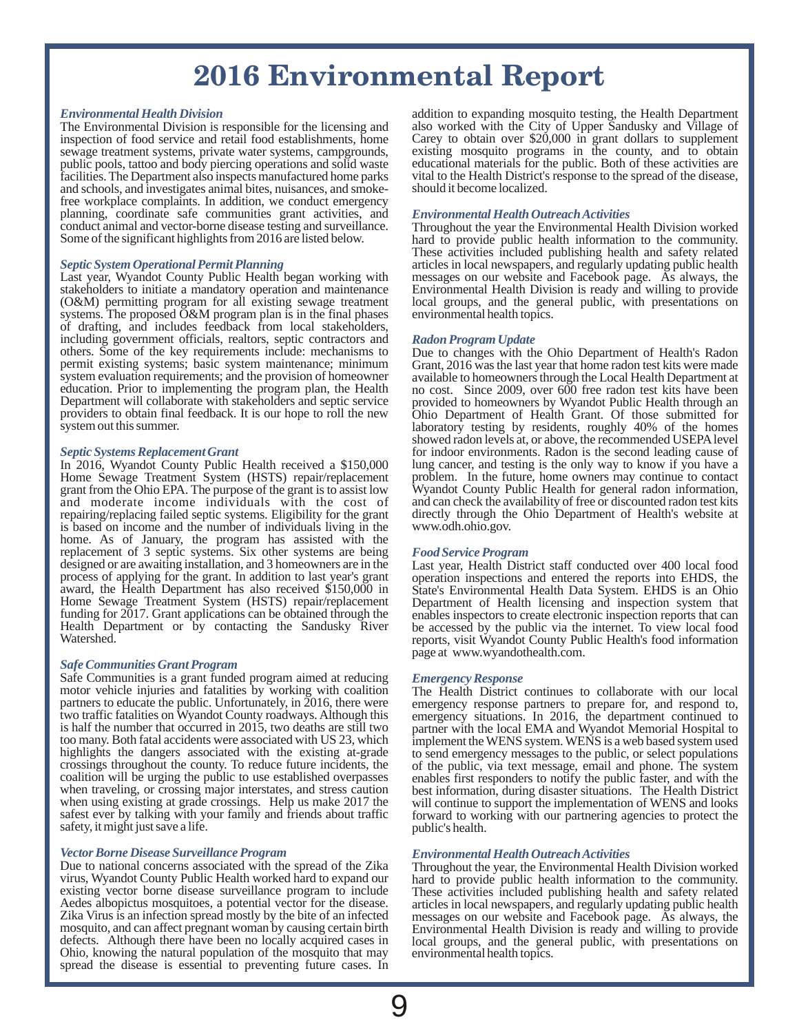# 2016 Environmental Report

### *Environmental Health Division*

The Environmental Division is responsible for the licensing and inspection of food service and retail food establishments, home sewage treatment systems, private water systems, campgrounds, public pools, tattoo and body piercing operations and solid waste facilities. The Department also inspects manufactured home parks and schools, and investigates animal bites, nuisances, and smoke-free workplace complaints. In addition, we conduct emergency planning, coordinate safe communities grant activities, and conduct animal and vector-borne disease testing and surveillance. Some of the significant highlights from 2016 are listed below.

### *Septic System Operational Permit Planning*

Last year, Wyandot County Public Health began working with stakeholders to initiate a mandatory operation and maintenance (O&M) permitting program for all existing sewage treatment systems. The proposed O&M program plan is in the final phases of drafting, and includes feedback from local stakeholders, including government officials, realtors, septic contractors and others. Some of the key requirements include: mechanisms to permit existing systems; basic system maintenance; minimum system evaluation requirements; and the provision of homeowner education. Prior to implementing the program plan, the Health Department will collaborate with stakeholders and septic service providers to obtain final feedback. It is our hope to roll the new system out this summer.

### *Septic Systems Replacement Grant*

In 2016, Wyandot County Public Health received a $150,000 Home Sewage Treatment System (HSTS) repair/replacement grant from the Ohio EPA. The purpose of the grant is to assist low and moderate income individuals with the cost of repairing/replacing failed septic systems. Eligibility for the grant is based on income and the number of individuals living in the home. As of January, the program has assisted with the replacement of 3 septic systems. Six other systems are being designed or are awaiting installation, and 3 homeowners are in the process of applying for the grant. In addition to last year's grant award, the Health Department has also received $150,000 in Home Sewage Treatment System (HSTS) repair/replacement funding for 2017. Grant applications can be obtained through the Health Department or by contacting the Sandusky River Watershed.

### *Safe Communities Grant Program*

Safe Communities is a grant funded program aimed at reducing motor vehicle injuries and fatalities by working with coalition partners to educate the public. Unfortunately, in 2016, there were two traffic fatalities on Wyandot County roadways. Although this is half the number that occurred in 2015, two deaths are still two too many. Both fatal accidents were associated with US 23, which highlights the dangers associated with the existing at-grade crossings throughout the county. To reduce future incidents, the coalition will be urging the public to use established overpasses when traveling, or crossing major interstates, and stress caution when using existing at grade crossings. Help us make 2017 the safest ever by talking with your family and friends about traffic safety, it might just save a life.

### *Vector Borne Disease Surveillance Program*

Due to national concerns associated with the spread of the Zika virus, Wyandot County Public Health worked hard to expand our existing vector borne disease surveillance program to include Aedes albopictus mosquitoes, a potential vector for the disease. Zika Virus is an infection spread mostly by the bite of an infected mosquito, and can affect pregnant woman by causing certain birth defects. Although there have been no locally acquired cases in Ohio, knowing the natural population of the mosquito that may spread the disease is essential to preventing future cases. In addition to expanding mosquito testing, the Health Department also worked with the City of Upper Sandusky and Village of Carey to obtain over $20,000 in grant dollars to supplement existing mosquito programs in the county, and to obtain educational materials for the public. Both of these activities are vital to the Health District's response to the spread of the disease, should it become localized.

### *Environmental Health Outreach Activities*

Throughout the year the Environmental Health Division worked hard to provide public health information to the community. These activities included publishing health and safety related articles in local newspapers, and regularly updating public health messages on our website and Facebook page. As always, the Environmental Health Division is ready and willing to provide local groups, and the general public, with presentations on environmental health topics.

### *Radon Program Update*

Due to changes with the Ohio Department of Health's Radon Grant, 2016 was the last year that home radon test kits were made available to homeowners through the Local Health Department at no cost. Since 2009, over 600 free radon test kits have been provided to homeowners by Wyandot Public Health through an Ohio Department of Health Grant. Of those submitted for laboratory testing by residents, roughly 40% of the homes showed radon levels at, or above, the recommended USEPA level for indoor environments. Radon is the second leading cause of lung cancer, and testing is the only way to know if you have a problem. In the future, home owners may continue to contact Wyandot County Public Health for general radon information, and can check the availability of free or discounted radon test kits directly through the Ohio Department of Health's website at www.odh.ohio.gov.

### *Food Service Program*

Last year, Health District staff conducted over 400 local food operation inspections and entered the reports into EHDS, the State's Environmental Health Data System. EHDS is an Ohio Department of Health licensing and inspection system that enables inspectors to create electronic inspection reports that can be accessed by the public via the internet. To view local food reports, visit Wyandot County Public Health's food information page at www.wyandothealth.com.

### *Emergency Response*

The Health District continues to collaborate with our local emergency response partners to prepare for, and respond to, emergency situations. In 2016, the department continued to partner with the local EMA and Wyandot Memorial Hospital to implement the WENS system. WENS is a web based system used to send emergency messages to the public, or select populations of the public, via text message, email and phone. The system enables first responders to notify the public faster, and with the best information, during disaster situations. The Health District will continue to support the implementation of WENS and looks forward to working with our partnering agencies to protect the public's health.

### *Environmental Health Outreach Activities*

Throughout the year, the Environmental Health Division worked hard to provide public health information to the community. These activities included publishing health and safety related articles in local newspapers, and regularly updating public health messages on our website and Facebook page. As always, the Environmental Health Division is ready and willing to provide local groups, and the general public, with presentations on environmental health topics.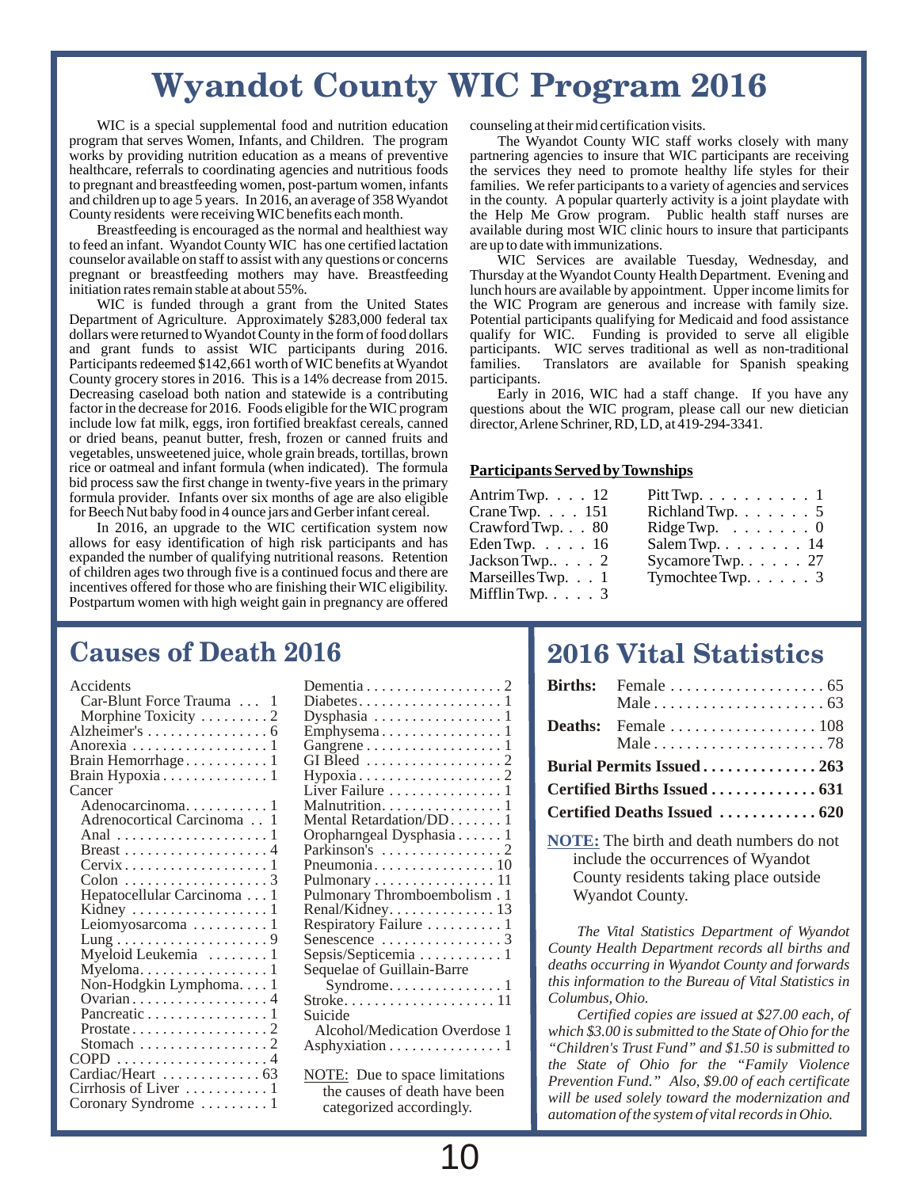# Wyandot County WIC Program 2016

WIC is a special supplemental food and nutrition education program that serves Women, Infants, and Children. The program works by providing nutrition education as a means of preventive healthcare, referrals to coordinating agencies and nutritious foods to pregnant and breastfeeding women, post-partum women, infants and children up to age 5 years. In 2016, an average of 358 Wyandot County residents were receiving WIC benefits each month.

Breastfeeding is encouraged as the normal and healthiest way to feed an infant. Wyandot County WIC has one certified lactation counselor available on staff to assist with any questions or concerns pregnant or breastfeeding mothers may have. Breastfeeding initiation rates remain stable at about 55%.

WIC is funded through a grant from the United States Department of Agriculture. Approximately $283,000 federal tax dollars were returned to Wyandot County in the form of food dollars and grant funds to assist WIC participants during 2016. Participants redeemed $142,661 worth of WIC benefits at Wyandot County grocery stores in 2016. This is a 14% decrease from 2015. Decreasing caseload both nation and statewide is a contributing factor in the decrease for 2016. Foods eligible for the WIC program include low fat milk, eggs, iron fortified breakfast cereals, canned or dried beans, peanut butter, fresh, frozen or canned fruits and vegetables, unsweetened juice, whole grain breads, tortillas, brown rice or oatmeal and infant formula (when indicated). The formula bid process saw the first change in twenty-five years in the primary formula provider. Infants over six months of age are also eligible for Beech Nut baby food in 4 ounce jars and Gerber infant cereal.

In 2016, an upgrade to the WIC certification system now allows for easy identification of high risk participants and has expanded the number of qualifying nutritional reasons. Retention of children ages two through five is a continued focus and there are incentives offered for those who are finishing their WIC eligibility. Postpartum women with high weight gain in pregnancy are offered counseling at their mid certification visits.

The Wyandot County WIC staff works closely with many partnering agencies to insure that WIC participants are receiving the services they need to promote healthy life styles for their families. We refer participants to a variety of agencies and services in the county. A popular quarterly activity is a joint playdate with the Help Me Grow program. Public health staff nurses are available during most WIC clinic hours to insure that participants are up to date with immunizations.

WIC Services are available Tuesday, Wednesday, and Thursday at the Wyandot County Health Department. Evening and lunch hours are available by appointment. Upper income limits for the WIC Program are generous and increase with family size. Potential participants qualifying for Medicaid and food assistance qualify for WIC. Funding is provided to serve all eligible participants. WIC serves traditional as well as non-traditional families. Translators are available for Spanish speaking participants.

Early in 2016, WIC had a staff change. If you have any questions about the WIC program, please call our new dietician director, Arlene Schriner, RD, LD, at 419-294-3341.

**Participants Served by Townships**

| Township | Participants |
|---|---|
| Antrim Twp. | 12 |
| Crane Twp. | 151 |
| Crawford Twp. | 80 |
| Eden Twp. | 16 |
| Jackson Twp. | 2 |
| Marseilles Twp. | 1 |
| Mifflin Twp. | 3 |
| Pitt Twp. | 1 |
| Richland Twp. | 5 |
| Ridge Twp. | 0 |
| Salem Twp. | 14 |
| Sycamore Twp. | 27 |
| Tymochtee Twp. | 3 |

## Causes of Death 2016

- Accidents
  - Car-Blunt Force Trauma . . . 1
  - Morphine Toxicity . . . 2
- Alzheimer's . . . 6
- Anorexia . . . 1
- Brain Hemorrhage . . . 1
- Brain Hypoxia . . . 1
- Cancer
  - Adenocarcinoma . . . 1
  - Adrenocortical Carcinoma . . 1
  - Anal . . . 1
  - Breast . . . 4
  - Cervix . . . 1
  - Colon . . . 3
  - Hepatocellular Carcinoma . . . 1
  - Kidney . . . 1
  - Leiomyosarcoma . . . 1
  - Lung . . . 9
  - Myeloid Leukemia . . . 1
  - Myeloma . . . 1
  - Non-Hodgkin Lymphoma . . . 1
  - Ovarian . . . 4
  - Pancreatic . . . 1
  - Prostate . . . 2
  - Stomach . . . 2
- COPD . . . 4
- Cardiac/Heart . . . 63
- Cirrhosis of Liver . . . 1
- Coronary Syndrome . . . 1
- Dementia . . . 2
- Diabetes . . . 1
- Dysphasia . . . 1
- Emphysema . . . 1
- Gangrene . . . 1
- GI Bleed . . . 2
- Hypoxia . . . 2
- Liver Failure . . . 1
- Malnutrition . . . 1
- Mental Retardation/DD . . . 1
- Oropharngeal Dysphasia . . . 1
- Parkinson's . . . 2
- Pneumonia . . . 10
- Pulmonary . . . 11
- Pulmonary Thromboembolism . 1
- Renal/Kidney . . . 13
- Respiratory Failure . . . 1
- Senescence . . . 3
- Sepsis/Septicemia . . . 1
- Sequelae of Guillain-Barre Syndrome . . . 1
- Stroke . . . 11
- Suicide
  - Alcohol/Medication Overdose 1
  - Asphyxiation . . . 1

NOTE: Due to space limitations the causes of death have been categorized accordingly.

## 2016 Vital Statistics

| | | |
|---|---|---|
| **Births:** | Female | 65 |
| | Male | 63 |
| **Deaths:** | Female | 108 |
| | Male | 78 |
| **Burial Permits Issued** | | **263** |
| **Certified Births Issued** | | **631** |
| **Certified Deaths Issued** | | **620** |

**NOTE:** The birth and death numbers do not include the occurrences of Wyandot County residents taking place outside Wyandot County.

*The Vital Statistics Department of Wyandot County Health Department records all births and deaths occurring in Wyandot County and forwards this information to the Bureau of Vital Statistics in Columbus, Ohio.*

*Certified copies are issued at $27.00 each, of which $3.00 is submitted to the State of Ohio for the "Children's Trust Fund" and $1.50 is submitted to the State of Ohio for the "Family Violence Prevention Fund." Also, $9.00 of each certificate will be used solely toward the modernization and automation of the system of vital records in Ohio.*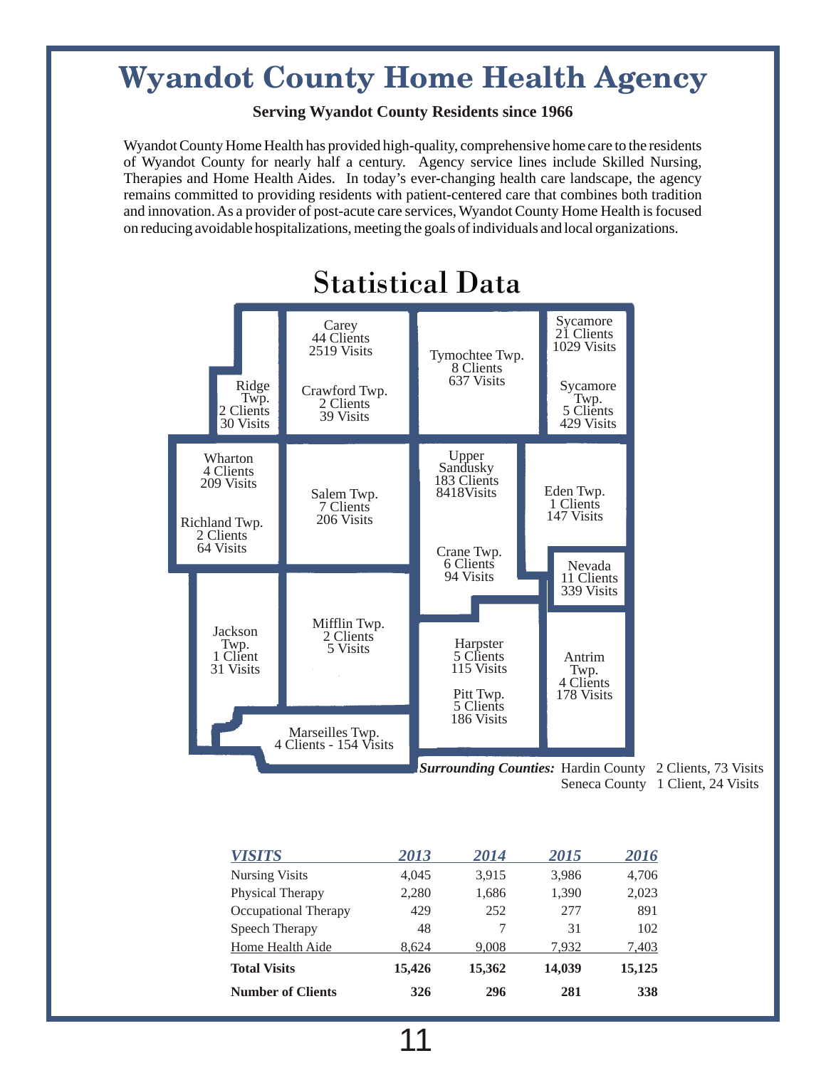# Wyandot County Home Health Agency

**Serving Wyandot County Residents since 1966**

Wyandot County Home Health has provided high-quality, comprehensive home care to the residents of Wyandot County for nearly half a century. Agency service lines include Skilled Nursing, Therapies and Home Health Aides. In today's ever-changing health care landscape, the agency remains committed to providing residents with patient-centered care that combines both tradition and innovation. As a provider of post-acute care services, Wyandot County Home Health is focused on reducing avoidable hospitalizations, meeting the goals of individuals and local organizations.

## Statistical Data

Ridge Twp.
2 Clients
30 Visits

Carey
44 Clients
2519 Visits

Crawford Twp.
2 Clients
39 Visits

Tymochtee Twp.
8 Clients
637 Visits

Sycamore
21 Clients
1029 Visits

Sycamore Twp.
5 Clients
429 Visits

Wharton
4 Clients
209 Visits

Richland Twp.
2 Clients
64 Visits

Salem Twp.
7 Clients
206 Visits

Upper Sandusky
183 Clients
8418Visits

Crane Twp.
6 Clients
94 Visits

Eden Twp.
1 Clients
147 Visits

Nevada
11 Clients
339 Visits

Jackson Twp.
1 Client
31 Visits

Mifflin Twp.
2 Clients
5 Visits

Harpster
5 Clients
115 Visits

Pitt Twp.
5 Clients
186 Visits

Antrim Twp.
4 Clients
178 Visits

Marseilles Twp.
4 Clients - 154 Visits

***Surrounding Counties:*** Hardin County 2 Clients, 73 Visits
Seneca County 1 Client, 24 Visits

| *VISITS* | *2013* | *2014* | *2015* | *2016* |
|---|---|---|---|---|
| Nursing Visits | 4,045 | 3,915 | 3,986 | 4,706 |
| Physical Therapy | 2,280 | 1,686 | 1,390 | 2,023 |
| Occupational Therapy | 429 | 252 | 277 | 891 |
| Speech Therapy | 48 | 7 | 31 | 102 |
| Home Health Aide | 8,624 | 9,008 | 7,932 | 7,403 |
| **Total Visits** | **15,426** | **15,362** | **14,039** | **15,125** |
| **Number of Clients** | **326** | **296** | **281** | **338** |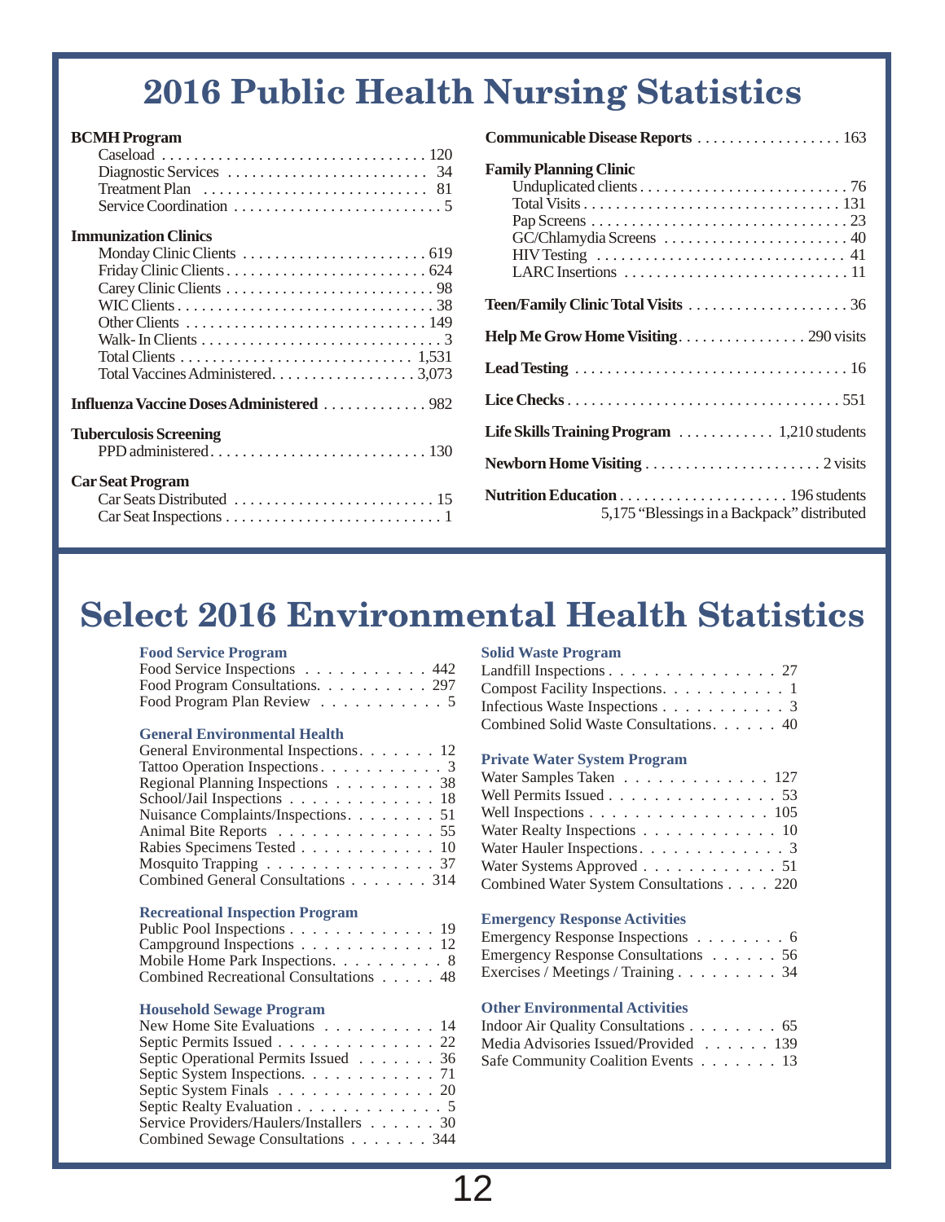# 2016 Public Health Nursing Statistics

**BCMH Program**
- Caseload . . . . 120
- Diagnostic Services . . . . 34
- Treatment Plan . . . . 81
- Service Coordination . . . . 5

**Immunization Clinics**
- Monday Clinic Clients . . . . 619
- Friday Clinic Clients . . . . 624
- Carey Clinic Clients . . . . 98
- WIC Clients . . . . 38
- Other Clients . . . . 149
- Walk- In Clients . . . . 3
- Total Clients . . . . 1,531
- Total Vaccines Administered . . . . 3,073

**Influenza Vaccine Doses Administered** . . . . 982

**Tuberculosis Screening**
- PPD administered . . . . 130

**Car Seat Program**
- Car Seats Distributed . . . . 15
- Car Seat Inspections . . . . 1

**Communicable Disease Reports** . . . . 163

**Family Planning Clinic**
- Unduplicated clients . . . . 76
- Total Visits . . . . 131
- Pap Screens . . . . 23
- GC/Chlamydia Screens . . . . 40
- HIV Testing . . . . 41
- LARC Insertions . . . . 11

**Teen/Family Clinic Total Visits** . . . . 36

**Help Me Grow Home Visiting** . . . . 290 visits

**Lead Testing** . . . . 16

**Lice Checks** . . . . 551

**Life Skills Training Program** . . . . 1,210 students

**Newborn Home Visiting** . . . . 2 visits

**Nutrition Education** . . . . 196 students
5,175 "Blessings in a Backpack" distributed

# Select 2016 Environmental Health Statistics

### Food Service Program
- Food Service Inspections . . . . 442
- Food Program Consultations . . . . 297
- Food Program Plan Review . . . . 5

### General Environmental Health
- General Environmental Inspections . . . . 12
- Tattoo Operation Inspections . . . . 3
- Regional Planning Inspections . . . . 38
- School/Jail Inspections . . . . 18
- Nuisance Complaints/Inspections . . . . 51
- Animal Bite Reports . . . . 55
- Rabies Specimens Tested . . . . 10
- Mosquito Trapping . . . . 37
- Combined General Consultations . . . . 314

### Recreational Inspection Program
- Public Pool Inspections . . . . 19
- Campground Inspections . . . . 12
- Mobile Home Park Inspections . . . . 8
- Combined Recreational Consultations . . . . 48

### Household Sewage Program
- New Home Site Evaluations . . . . 14
- Septic Permits Issued . . . . 22
- Septic Operational Permits Issued . . . . 36
- Septic System Inspections . . . . 71
- Septic System Finals . . . . 20
- Septic Realty Evaluation . . . . 5
- Service Providers/Haulers/Installers . . . . 30
- Combined Sewage Consultations . . . . 344

### Solid Waste Program
- Landfill Inspections . . . . 27
- Compost Facility Inspections . . . . 1
- Infectious Waste Inspections . . . . 3
- Combined Solid Waste Consultations . . . . 40

### Private Water System Program
- Water Samples Taken . . . . 127
- Well Permits Issued . . . . 53
- Well Inspections . . . . 105
- Water Realty Inspections . . . . 10
- Water Hauler Inspections . . . . 3
- Water Systems Approved . . . . 51
- Combined Water System Consultations . . . . 220

### Emergency Response Activities
- Emergency Response Inspections . . . . 6
- Emergency Response Consultations . . . . 56
- Exercises / Meetings / Training . . . . 34

### Other Environmental Activities
- Indoor Air Quality Consultations . . . . 65
- Media Advisories Issued/Provided . . . . 139
- Safe Community Coalition Events . . . . 13